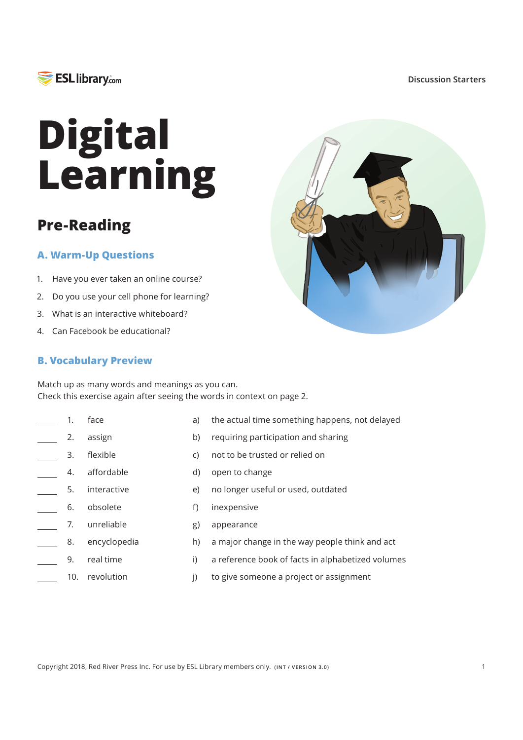# Digital Learning

## Pre-Reading

### A. Warm-Up Questions

1. Have you ever taken an online course?
2. Do you use your cell phone for learning?
3. What is an interactive whiteboard?
4. Can Facebook be educational?

### B. Vocabulary Preview

Match up as many words and meanings as you can.
Check this exercise again after seeing the words in context on page 2.

| | | | | |
|---|---|---|---|---|
| _____ | 1. | face | a) | the actual time something happens, not delayed |
| _____ | 2. | assign | b) | requiring participation and sharing |
| _____ | 3. | flexible | c) | not to be trusted or relied on |
| _____ | 4. | affordable | d) | open to change |
| _____ | 5. | interactive | e) | no longer useful or used, outdated |
| _____ | 6. | obsolete | f) | inexpensive |
| _____ | 7. | unreliable | g) | appearance |
| _____ | 8. | encyclopedia | h) | a major change in the way people think and act |
| _____ | 9. | real time | i) | a reference book of facts in alphabetized volumes |
| _____ | 10. | revolution | j) | to give someone a project or assignment |

Copyright 2018, Red River Press Inc. For use by ESL Library members only. (INT / VERSION 3.0)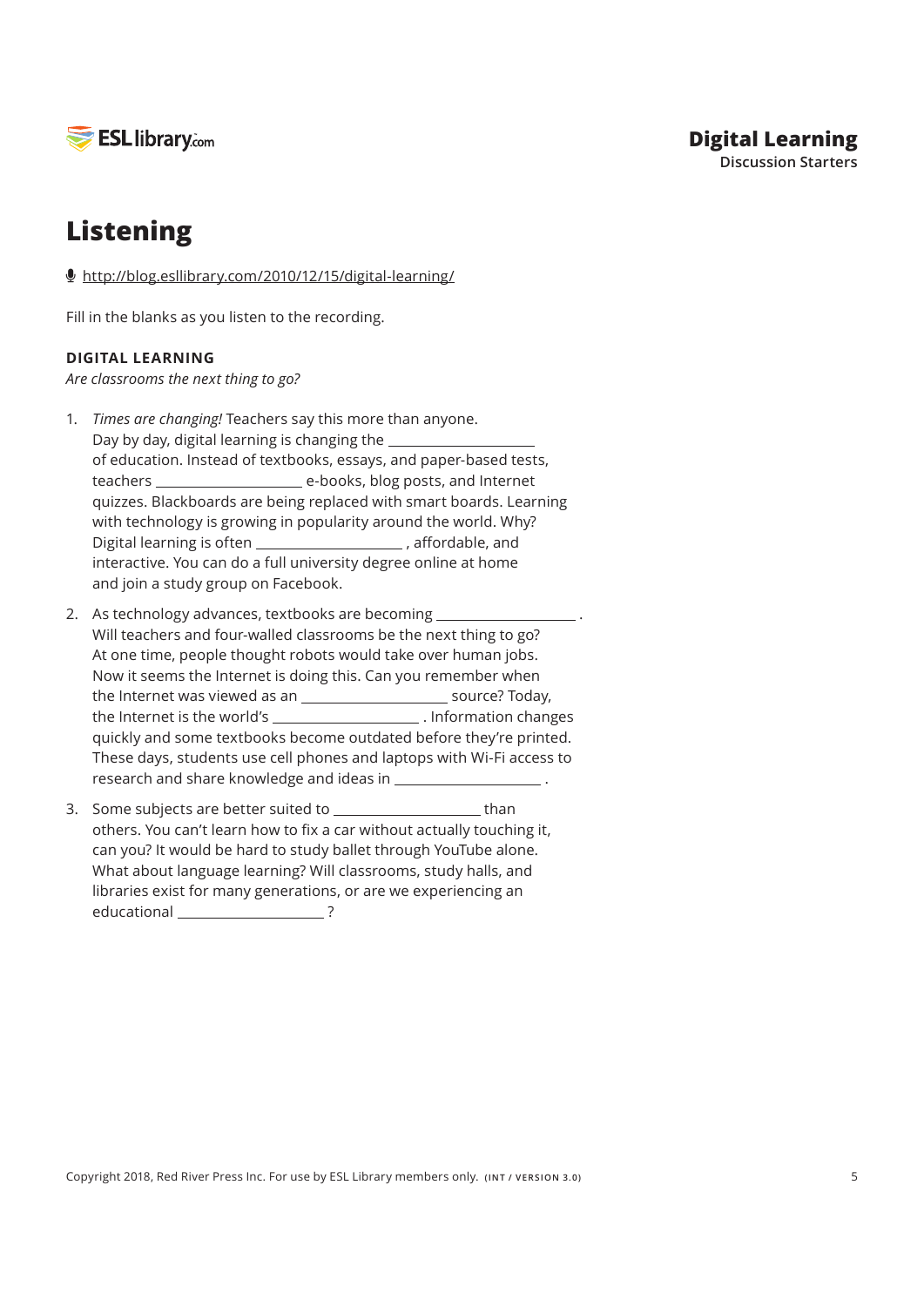# Listening

🎙 http://blog.esllibrary.com/2010/12/15/digital-learning/

Fill in the blanks as you listen to the recording.

**DIGITAL LEARNING**

*Are classrooms the next thing to go?*

1. *Times are changing!* Teachers say this more than anyone. Day by day, digital learning is changing the ____________ of education. Instead of textbooks, essays, and paper-based tests, teachers ____________ e-books, blog posts, and Internet quizzes. Blackboards are being replaced with smart boards. Learning with technology is growing in popularity around the world. Why? Digital learning is often ____________ , affordable, and interactive. You can do a full university degree online at home and join a study group on Facebook.

2. As technology advances, textbooks are becoming ____________ . Will teachers and four-walled classrooms be the next thing to go? At one time, people thought robots would take over human jobs. Now it seems the Internet is doing this. Can you remember when the Internet was viewed as an ____________ source? Today, the Internet is the world's ____________ . Information changes quickly and some textbooks become outdated before they're printed. These days, students use cell phones and laptops with Wi-Fi access to research and share knowledge and ideas in ____________ .

3. Some subjects are better suited to ____________ than others. You can't learn how to fix a car without actually touching it, can you? It would be hard to study ballet through YouTube alone. What about language learning? Will classrooms, study halls, and libraries exist for many generations, or are we experiencing an educational ____________ ?